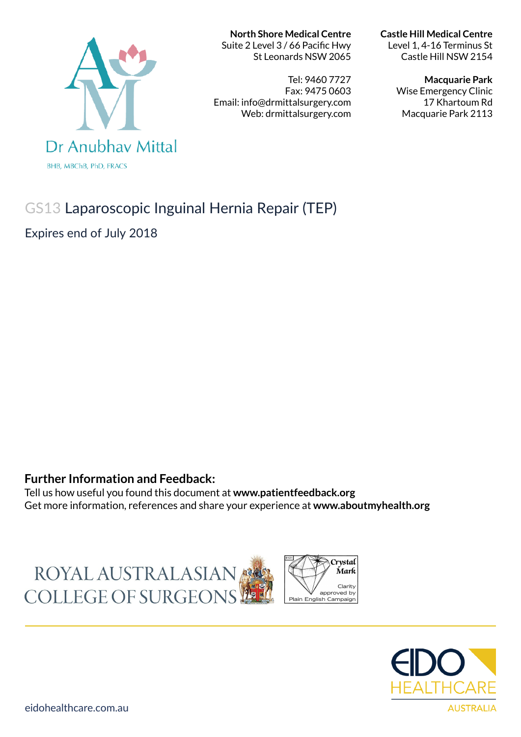Dr Anubhav Mittal

BHB, MBChB, PhD, FRACS

**North Shore Medical Centre**
Suite 2 Level 3 / 66 Pacific Hwy
St Leonards NSW 2065

Tel: 9460 7727
Fax: 9475 0603
Email: info@drmittalsurgery.com
Web: drmittalsurgery.com

**Castle Hill Medical Centre**
Level 1, 4-16 Terminus St
Castle Hill NSW 2154

**Macquarie Park**
Wise Emergency Clinic
17 Khartoum Rd
Macquarie Park 2113

# GS13 Laparoscopic Inguinal Hernia Repair (TEP)

Expires end of July 2018

**Further Information and Feedback:**

Tell us how useful you found this document at **www.patientfeedback.org**

Get more information, references and share your experience at **www.aboutmyhealth.org**

ROYAL AUSTRALASIAN COLLEGE OF SURGEONS

Crystal Mark
Clarity approved by Plain English Campaign

EIDO HEALTHCARE AUSTRALIA

eidohealthcare.com.au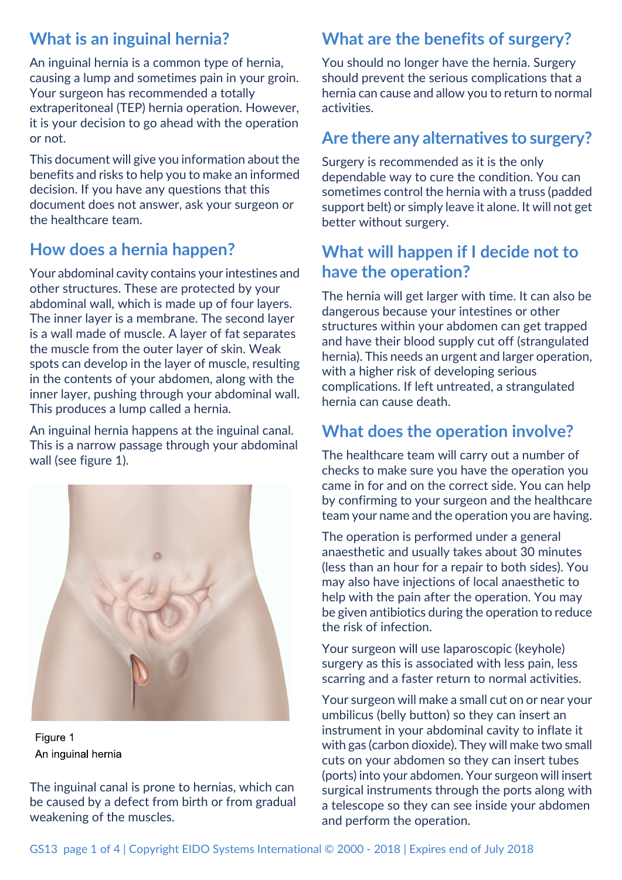## What is an inguinal hernia?

An inguinal hernia is a common type of hernia, causing a lump and sometimes pain in your groin. Your surgeon has recommended a totally extraperitoneal (TEP) hernia operation. However, it is your decision to go ahead with the operation or not.

This document will give you information about the benefits and risks to help you to make an informed decision. If you have any questions that this document does not answer, ask your surgeon or the healthcare team.

## How does a hernia happen?

Your abdominal cavity contains your intestines and other structures. These are protected by your abdominal wall, which is made up of four layers. The inner layer is a membrane. The second layer is a wall made of muscle. A layer of fat separates the muscle from the outer layer of skin. Weak spots can develop in the layer of muscle, resulting in the contents of your abdomen, along with the inner layer, pushing through your abdominal wall. This produces a lump called a hernia.

An inguinal hernia happens at the inguinal canal. This is a narrow passage through your abdominal wall (see figure 1).

Figure 1
An inguinal hernia

The inguinal canal is prone to hernias, which can be caused by a defect from birth or from gradual weakening of the muscles.

## What are the benefits of surgery?

You should no longer have the hernia. Surgery should prevent the serious complications that a hernia can cause and allow you to return to normal activities.

## Are there any alternatives to surgery?

Surgery is recommended as it is the only dependable way to cure the condition. You can sometimes control the hernia with a truss (padded support belt) or simply leave it alone. It will not get better without surgery.

## What will happen if I decide not to have the operation?

The hernia will get larger with time. It can also be dangerous because your intestines or other structures within your abdomen can get trapped and have their blood supply cut off (strangulated hernia). This needs an urgent and larger operation, with a higher risk of developing serious complications. If left untreated, a strangulated hernia can cause death.

## What does the operation involve?

The healthcare team will carry out a number of checks to make sure you have the operation you came in for and on the correct side. You can help by confirming to your surgeon and the healthcare team your name and the operation you are having.

The operation is performed under a general anaesthetic and usually takes about 30 minutes (less than an hour for a repair to both sides). You may also have injections of local anaesthetic to help with the pain after the operation. You may be given antibiotics during the operation to reduce the risk of infection.

Your surgeon will use laparoscopic (keyhole) surgery as this is associated with less pain, less scarring and a faster return to normal activities.

Your surgeon will make a small cut on or near your umbilicus (belly button) so they can insert an instrument in your abdominal cavity to inflate it with gas (carbon dioxide). They will make two small cuts on your abdomen so they can insert tubes (ports) into your abdomen. Your surgeon will insert surgical instruments through the ports along with a telescope so they can see inside your abdomen and perform the operation.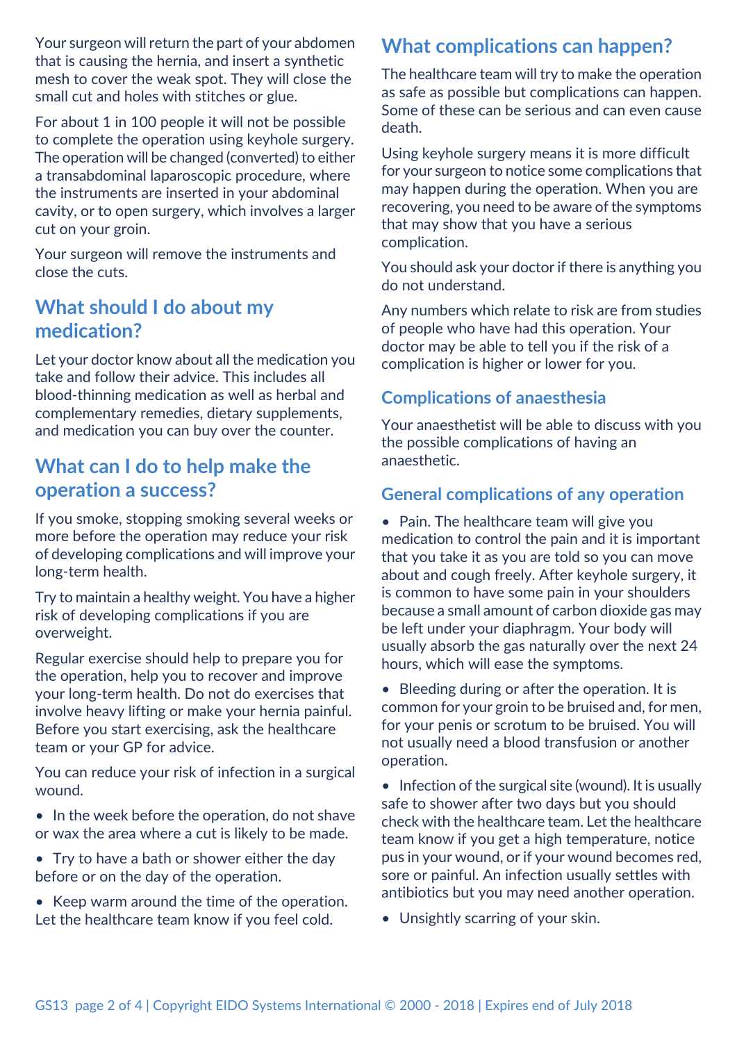Your surgeon will return the part of your abdomen that is causing the hernia, and insert a synthetic mesh to cover the weak spot. They will close the small cut and holes with stitches or glue.

For about 1 in 100 people it will not be possible to complete the operation using keyhole surgery. The operation will be changed (converted) to either a transabdominal laparoscopic procedure, where the instruments are inserted in your abdominal cavity, or to open surgery, which involves a larger cut on your groin.

Your surgeon will remove the instruments and close the cuts.

## What should I do about my medication?

Let your doctor know about all the medication you take and follow their advice. This includes all blood-thinning medication as well as herbal and complementary remedies, dietary supplements, and medication you can buy over the counter.

## What can I do to help make the operation a success?

If you smoke, stopping smoking several weeks or more before the operation may reduce your risk of developing complications and will improve your long-term health.

Try to maintain a healthy weight. You have a higher risk of developing complications if you are overweight.

Regular exercise should help to prepare you for the operation, help you to recover and improve your long-term health. Do not do exercises that involve heavy lifting or make your hernia painful. Before you start exercising, ask the healthcare team or your GP for advice.

You can reduce your risk of infection in a surgical wound.

- In the week before the operation, do not shave or wax the area where a cut is likely to be made.
- Try to have a bath or shower either the day before or on the day of the operation.
- Keep warm around the time of the operation. Let the healthcare team know if you feel cold.

## What complications can happen?

The healthcare team will try to make the operation as safe as possible but complications can happen. Some of these can be serious and can even cause death.

Using keyhole surgery means it is more difficult for your surgeon to notice some complications that may happen during the operation. When you are recovering, you need to be aware of the symptoms that may show that you have a serious complication.

You should ask your doctor if there is anything you do not understand.

Any numbers which relate to risk are from studies of people who have had this operation. Your doctor may be able to tell you if the risk of a complication is higher or lower for you.

### Complications of anaesthesia

Your anaesthetist will be able to discuss with you the possible complications of having an anaesthetic.

### General complications of any operation

- Pain. The healthcare team will give you medication to control the pain and it is important that you take it as you are told so you can move about and cough freely. After keyhole surgery, it is common to have some pain in your shoulders because a small amount of carbon dioxide gas may be left under your diaphragm. Your body will usually absorb the gas naturally over the next 24 hours, which will ease the symptoms.
- Bleeding during or after the operation. It is common for your groin to be bruised and, for men, for your penis or scrotum to be bruised. You will not usually need a blood transfusion or another operation.
- Infection of the surgical site (wound). It is usually safe to shower after two days but you should check with the healthcare team. Let the healthcare team know if you get a high temperature, notice pus in your wound, or if your wound becomes red, sore or painful. An infection usually settles with antibiotics but you may need another operation.
- Unsightly scarring of your skin.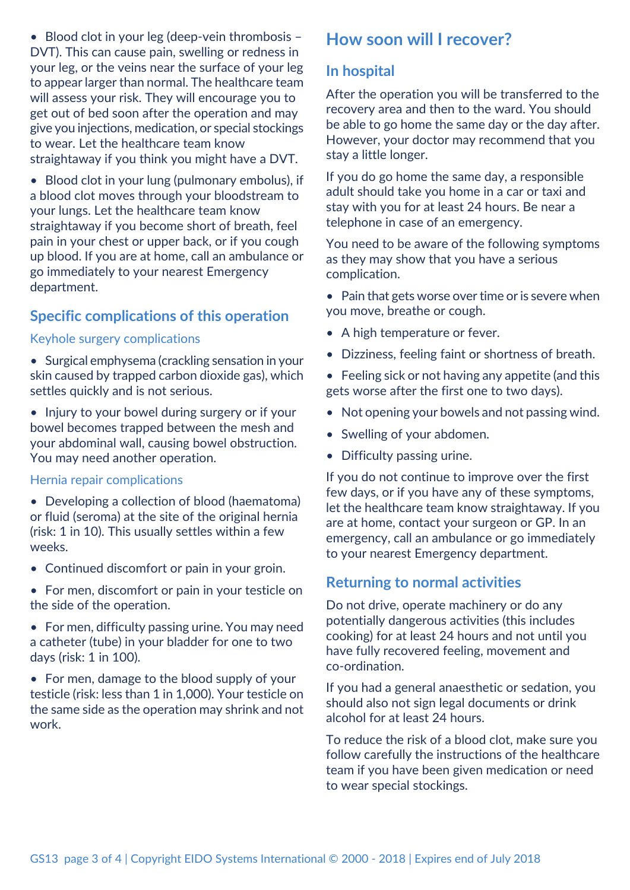- Blood clot in your leg (deep-vein thrombosis – DVT). This can cause pain, swelling or redness in your leg, or the veins near the surface of your leg to appear larger than normal. The healthcare team will assess your risk. They will encourage you to get out of bed soon after the operation and may give you injections, medication, or special stockings to wear. Let the healthcare team know straightaway if you think you might have a DVT.
- Blood clot in your lung (pulmonary embolus), if a blood clot moves through your bloodstream to your lungs. Let the healthcare team know straightaway if you become short of breath, feel pain in your chest or upper back, or if you cough up blood. If you are at home, call an ambulance or go immediately to your nearest Emergency department.

## Specific complications of this operation

### Keyhole surgery complications

- Surgical emphysema (crackling sensation in your skin caused by trapped carbon dioxide gas), which settles quickly and is not serious.
- Injury to your bowel during surgery or if your bowel becomes trapped between the mesh and your abdominal wall, causing bowel obstruction. You may need another operation.

### Hernia repair complications

- Developing a collection of blood (haematoma) or fluid (seroma) at the site of the original hernia (risk: 1 in 10). This usually settles within a few weeks.
- Continued discomfort or pain in your groin.
- For men, discomfort or pain in your testicle on the side of the operation.
- For men, difficulty passing urine. You may need a catheter (tube) in your bladder for one to two days (risk: 1 in 100).
- For men, damage to the blood supply of your testicle (risk: less than 1 in 1,000). Your testicle on the same side as the operation may shrink and not work.

## How soon will I recover?

### In hospital

After the operation you will be transferred to the recovery area and then to the ward. You should be able to go home the same day or the day after. However, your doctor may recommend that you stay a little longer.

If you do go home the same day, a responsible adult should take you home in a car or taxi and stay with you for at least 24 hours. Be near a telephone in case of an emergency.

You need to be aware of the following symptoms as they may show that you have a serious complication.

- Pain that gets worse over time or is severe when you move, breathe or cough.
- A high temperature or fever.
- Dizziness, feeling faint or shortness of breath.
- Feeling sick or not having any appetite (and this gets worse after the first one to two days).
- Not opening your bowels and not passing wind.
- Swelling of your abdomen.
- Difficulty passing urine.

If you do not continue to improve over the first few days, or if you have any of these symptoms, let the healthcare team know straightaway. If you are at home, contact your surgeon or GP. In an emergency, call an ambulance or go immediately to your nearest Emergency department.

## Returning to normal activities

Do not drive, operate machinery or do any potentially dangerous activities (this includes cooking) for at least 24 hours and not until you have fully recovered feeling, movement and co-ordination.

If you had a general anaesthetic or sedation, you should also not sign legal documents or drink alcohol for at least 24 hours.

To reduce the risk of a blood clot, make sure you follow carefully the instructions of the healthcare team if you have been given medication or need to wear special stockings.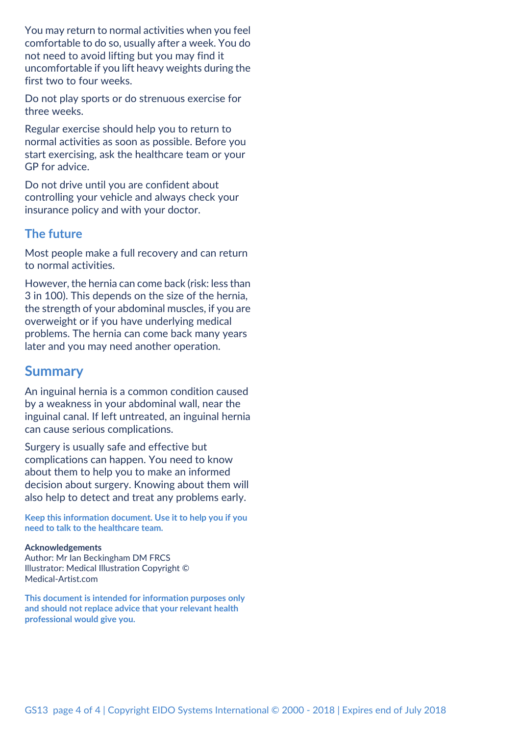You may return to normal activities when you feel comfortable to do so, usually after a week. You do not need to avoid lifting but you may find it uncomfortable if you lift heavy weights during the first two to four weeks.

Do not play sports or do strenuous exercise for three weeks.

Regular exercise should help you to return to normal activities as soon as possible. Before you start exercising, ask the healthcare team or your GP for advice.

Do not drive until you are confident about controlling your vehicle and always check your insurance policy and with your doctor.

### The future

Most people make a full recovery and can return to normal activities.

However, the hernia can come back (risk: less than 3 in 100). This depends on the size of the hernia, the strength of your abdominal muscles, if you are overweight or if you have underlying medical problems. The hernia can come back many years later and you may need another operation.

## Summary

An inguinal hernia is a common condition caused by a weakness in your abdominal wall, near the inguinal canal. If left untreated, an inguinal hernia can cause serious complications.

Surgery is usually safe and effective but complications can happen. You need to know about them to help you to make an informed decision about surgery. Knowing about them will also help to detect and treat any problems early.

**Keep this information document. Use it to help you if you need to talk to the healthcare team.**

**Acknowledgements**
Author: Mr Ian Beckingham DM FRCS
Illustrator: Medical Illustration Copyright © Medical-Artist.com

**This document is intended for information purposes only and should not replace advice that your relevant health professional would give you.**